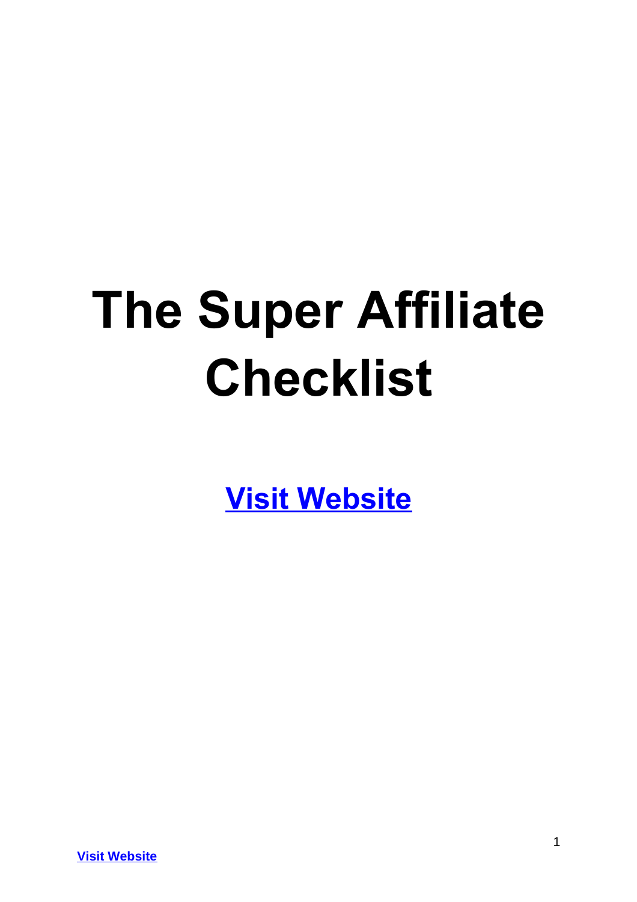# The Super Affiliate Checklist

**Visit Website**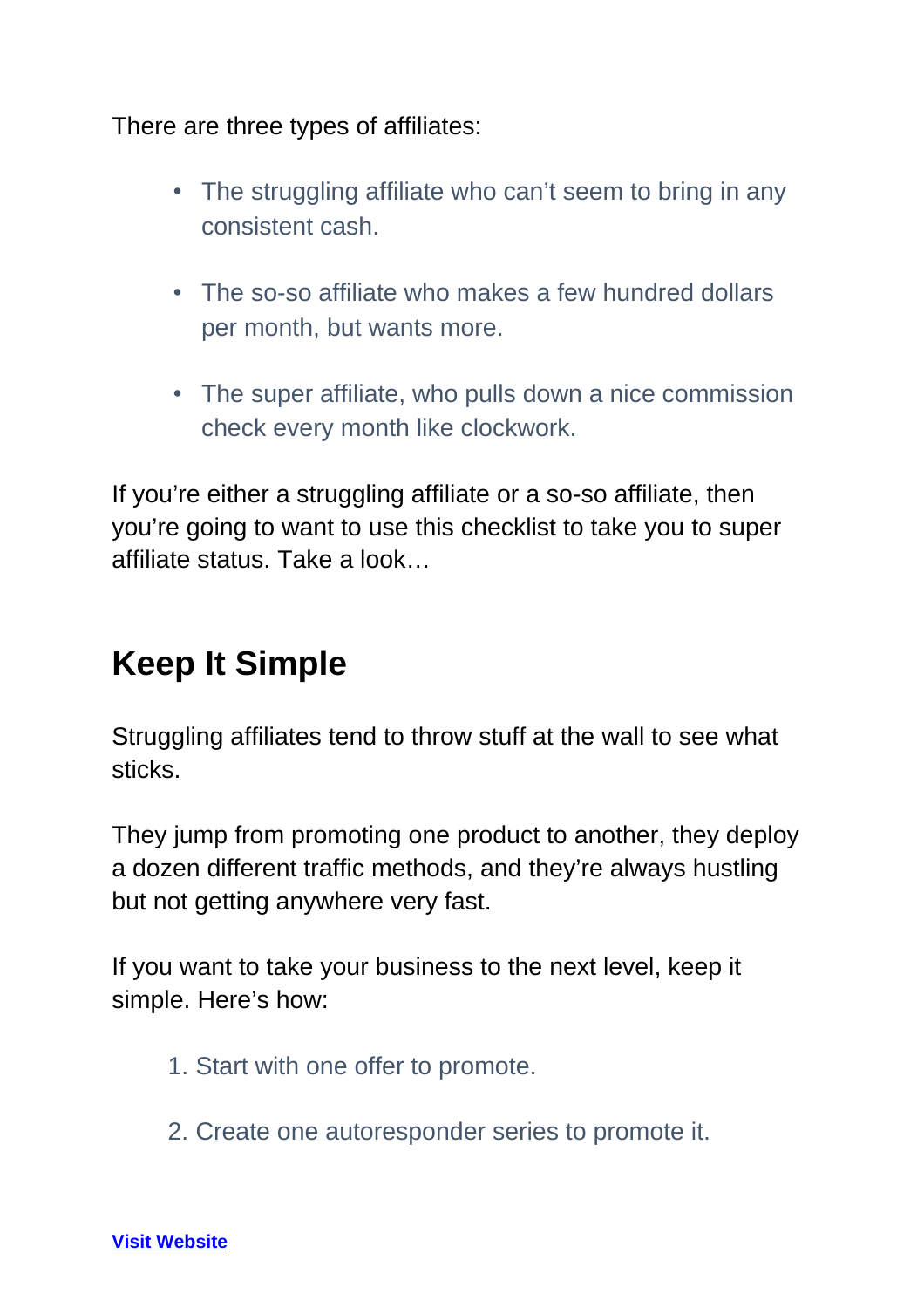There are three types of affiliates:

- The struggling affiliate who can't seem to bring in any consistent cash.
- The so-so affiliate who makes a few hundred dollars per month, but wants more.
- The super affiliate, who pulls down a nice commission check every month like clockwork.

If you're either a struggling affiliate or a so-so affiliate, then you're going to want to use this checklist to take you to super affiliate status. Take a look…

## Keep It Simple

Struggling affiliates tend to throw stuff at the wall to see what sticks.

They jump from promoting one product to another, they deploy a dozen different traffic methods, and they're always hustling but not getting anywhere very fast.

If you want to take your business to the next level, keep it simple. Here's how:

1. Start with one offer to promote.
2. Create one autoresponder series to promote it.

**Visit Website**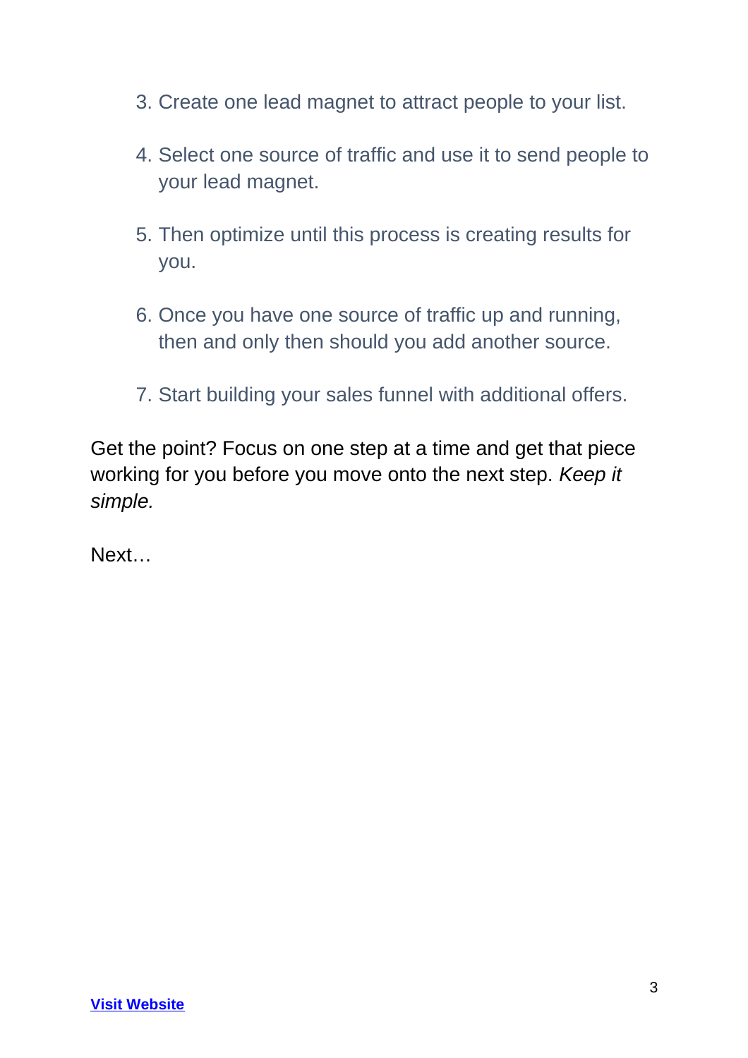3. Create one lead magnet to attract people to your list.

4. Select one source of traffic and use it to send people to your lead magnet.

5. Then optimize until this process is creating results for you.

6. Once you have one source of traffic up and running, then and only then should you add another source.

7. Start building your sales funnel with additional offers.

Get the point? Focus on one step at a time and get that piece working for you before you move onto the next step. *Keep it simple.*

Next…

**Visit Website**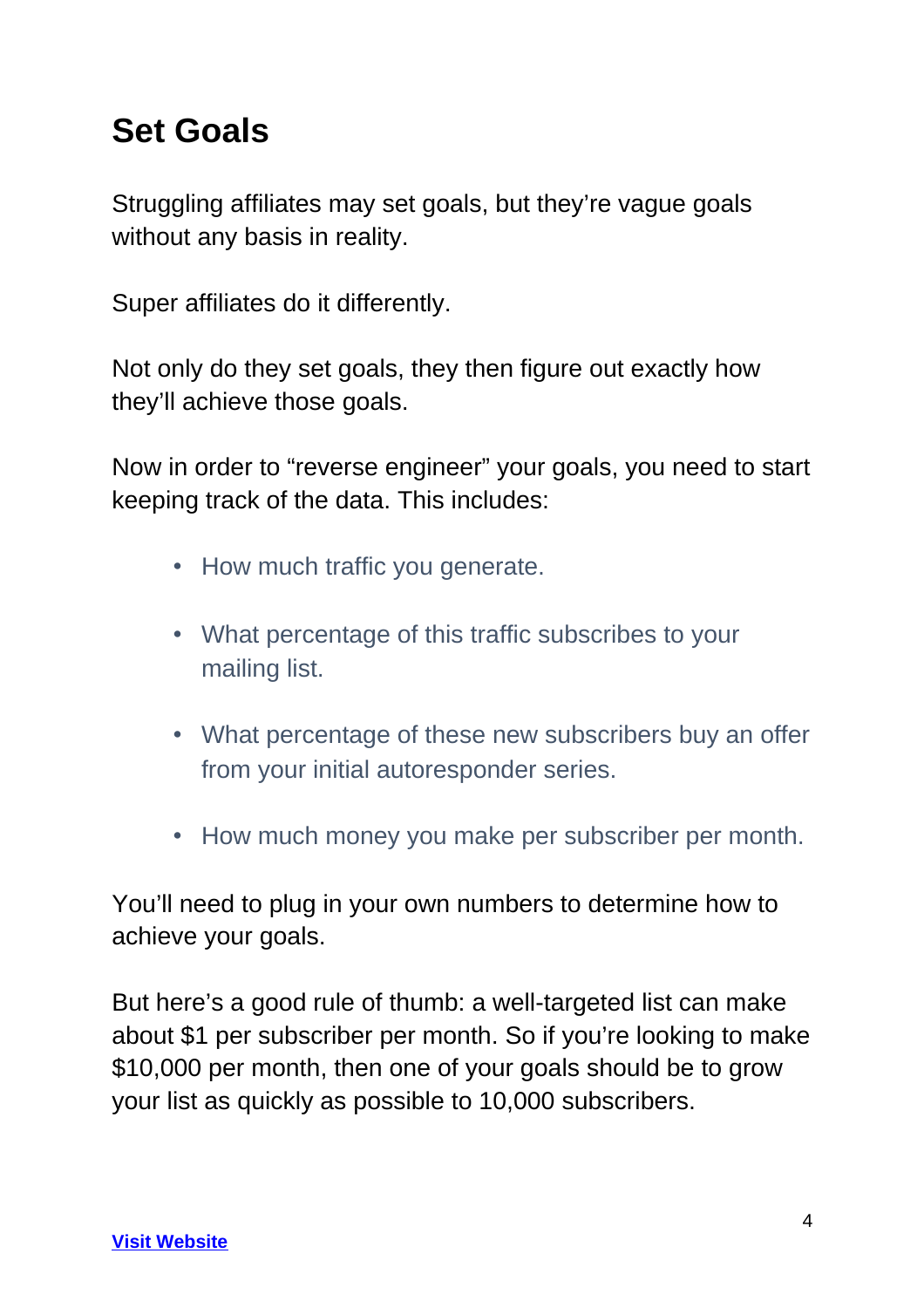## Set Goals

Struggling affiliates may set goals, but they're vague goals without any basis in reality.

Super affiliates do it differently.

Not only do they set goals, they then figure out exactly how they'll achieve those goals.

Now in order to "reverse engineer" your goals, you need to start keeping track of the data. This includes:

- How much traffic you generate.
- What percentage of this traffic subscribes to your mailing list.
- What percentage of these new subscribers buy an offer from your initial autoresponder series.
- How much money you make per subscriber per month.

You'll need to plug in your own numbers to determine how to achieve your goals.

But here's a good rule of thumb: a well-targeted list can make about $1 per subscriber per month. So if you're looking to make $10,000 per month, then one of your goals should be to grow your list as quickly as possible to 10,000 subscribers.

**Visit Website**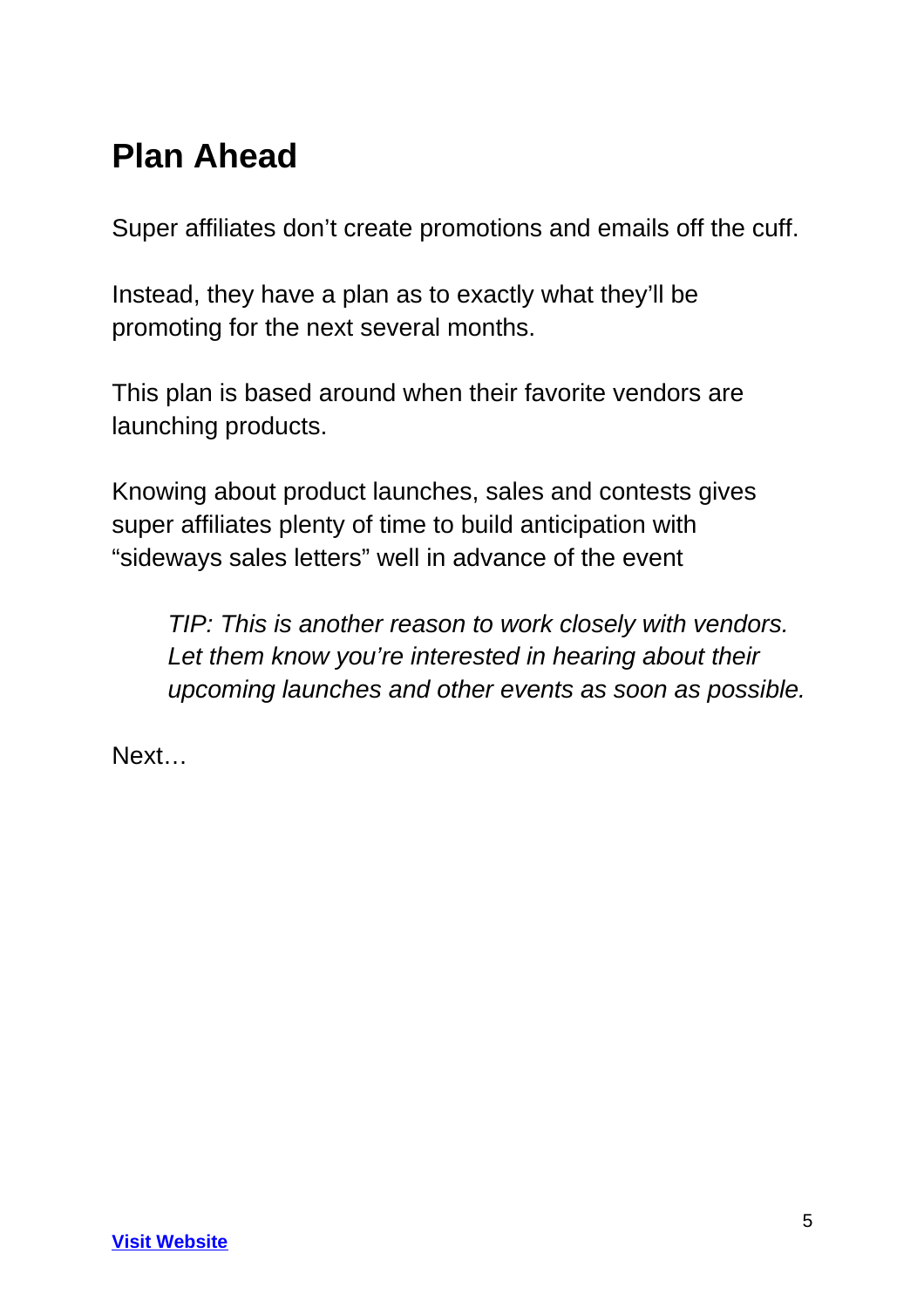# Plan Ahead

Super affiliates don't create promotions and emails off the cuff.

Instead, they have a plan as to exactly what they'll be promoting for the next several months.

This plan is based around when their favorite vendors are launching products.

Knowing about product launches, sales and contests gives super affiliates plenty of time to build anticipation with "sideways sales letters" well in advance of the event

> *TIP: This is another reason to work closely with vendors. Let them know you're interested in hearing about their upcoming launches and other events as soon as possible.*

Next…

[Visit Website]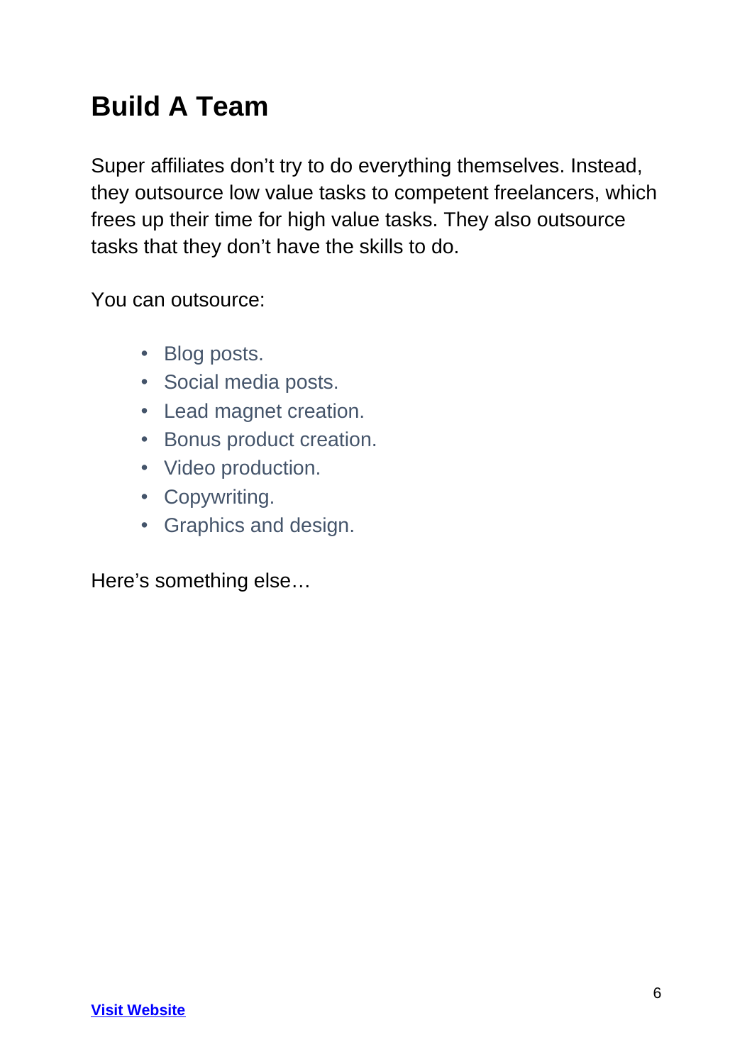## Build A Team

Super affiliates don't try to do everything themselves. Instead, they outsource low value tasks to competent freelancers, which frees up their time for high value tasks. They also outsource tasks that they don't have the skills to do.

You can outsource:

- Blog posts.
- Social media posts.
- Lead magnet creation.
- Bonus product creation.
- Video production.
- Copywriting.
- Graphics and design.

Here's something else…

**Visit Website**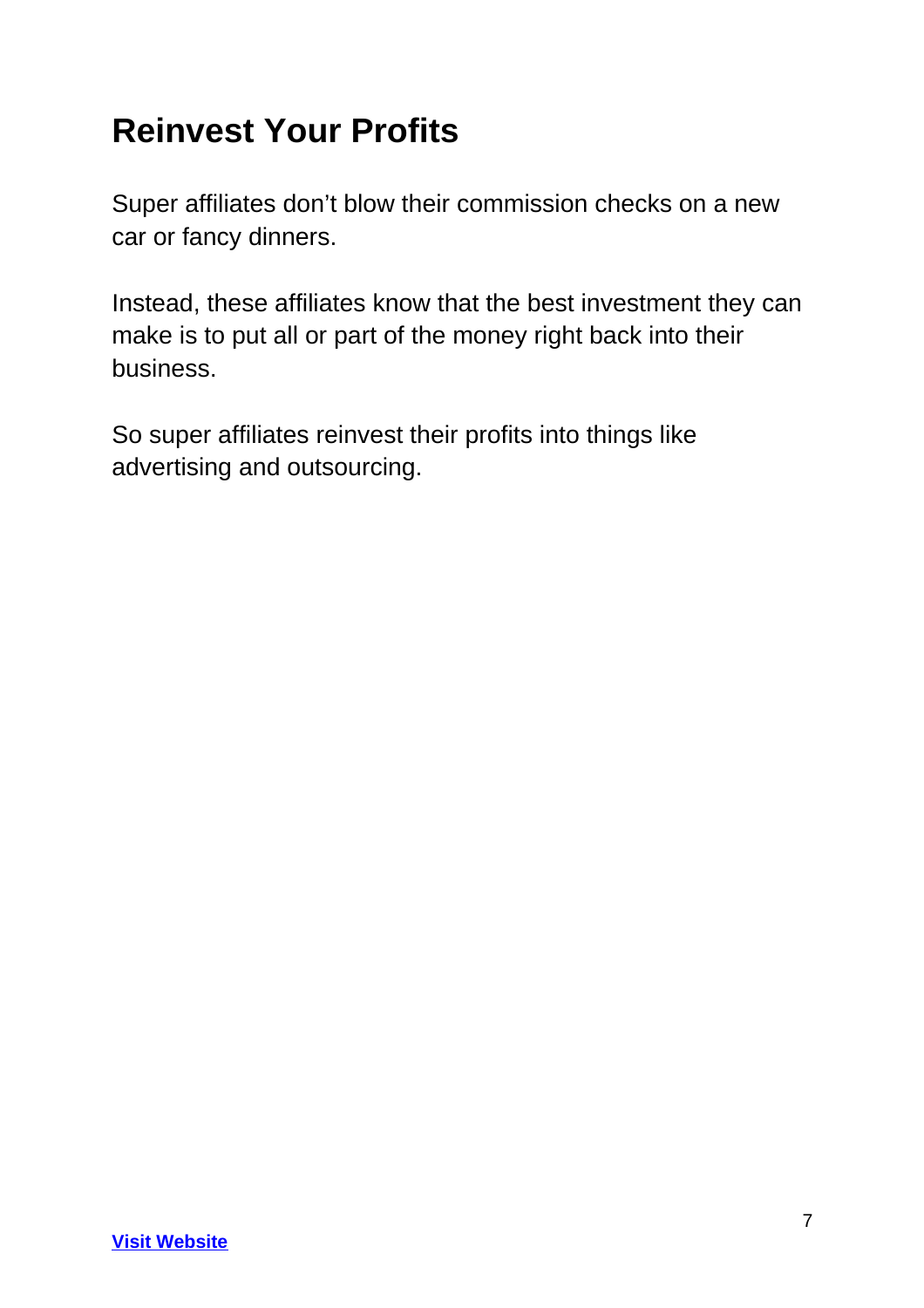## Reinvest Your Profits

Super affiliates don't blow their commission checks on a new car or fancy dinners.

Instead, these affiliates know that the best investment they can make is to put all or part of the money right back into their business.

So super affiliates reinvest their profits into things like advertising and outsourcing.

**Visit Website**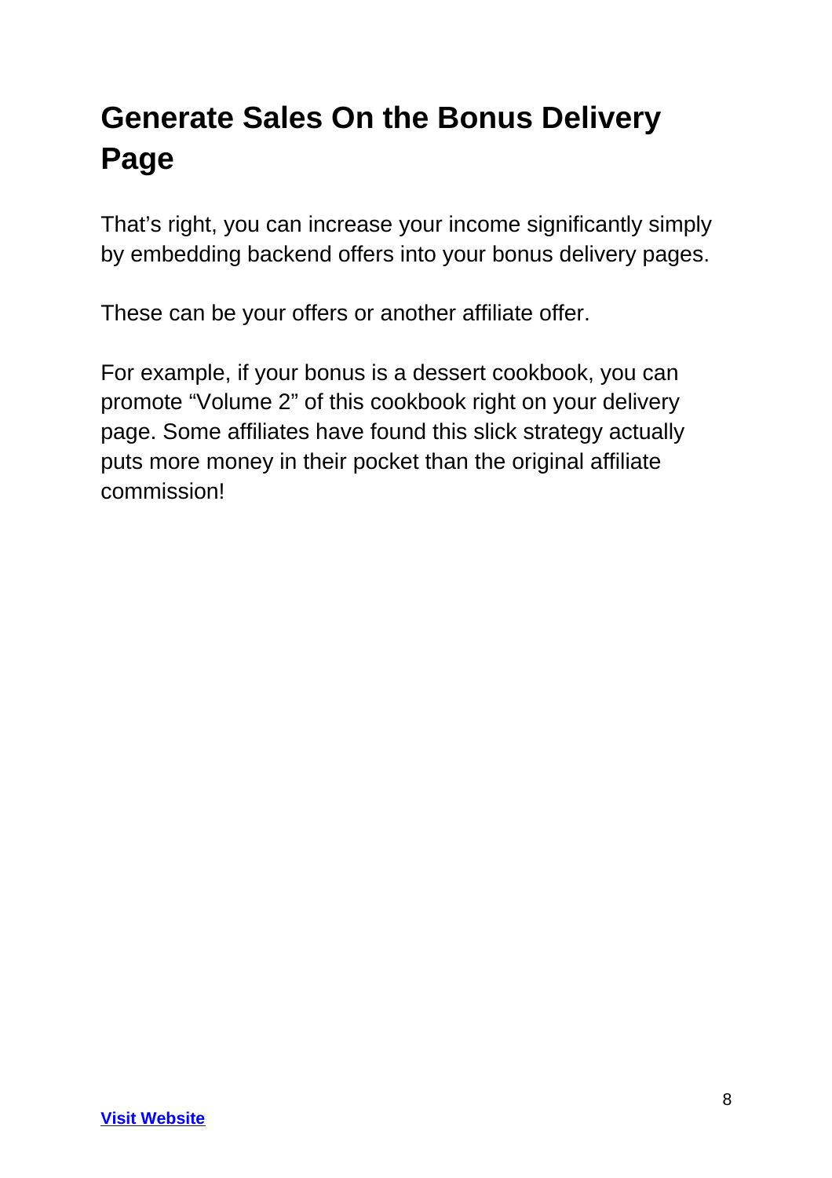## Generate Sales On the Bonus Delivery Page

That's right, you can increase your income significantly simply by embedding backend offers into your bonus delivery pages.

These can be your offers or another affiliate offer.

For example, if your bonus is a dessert cookbook, you can promote "Volume 2" of this cookbook right on your delivery page. Some affiliates have found this slick strategy actually puts more money in their pocket than the original affiliate commission!

**Visit Website**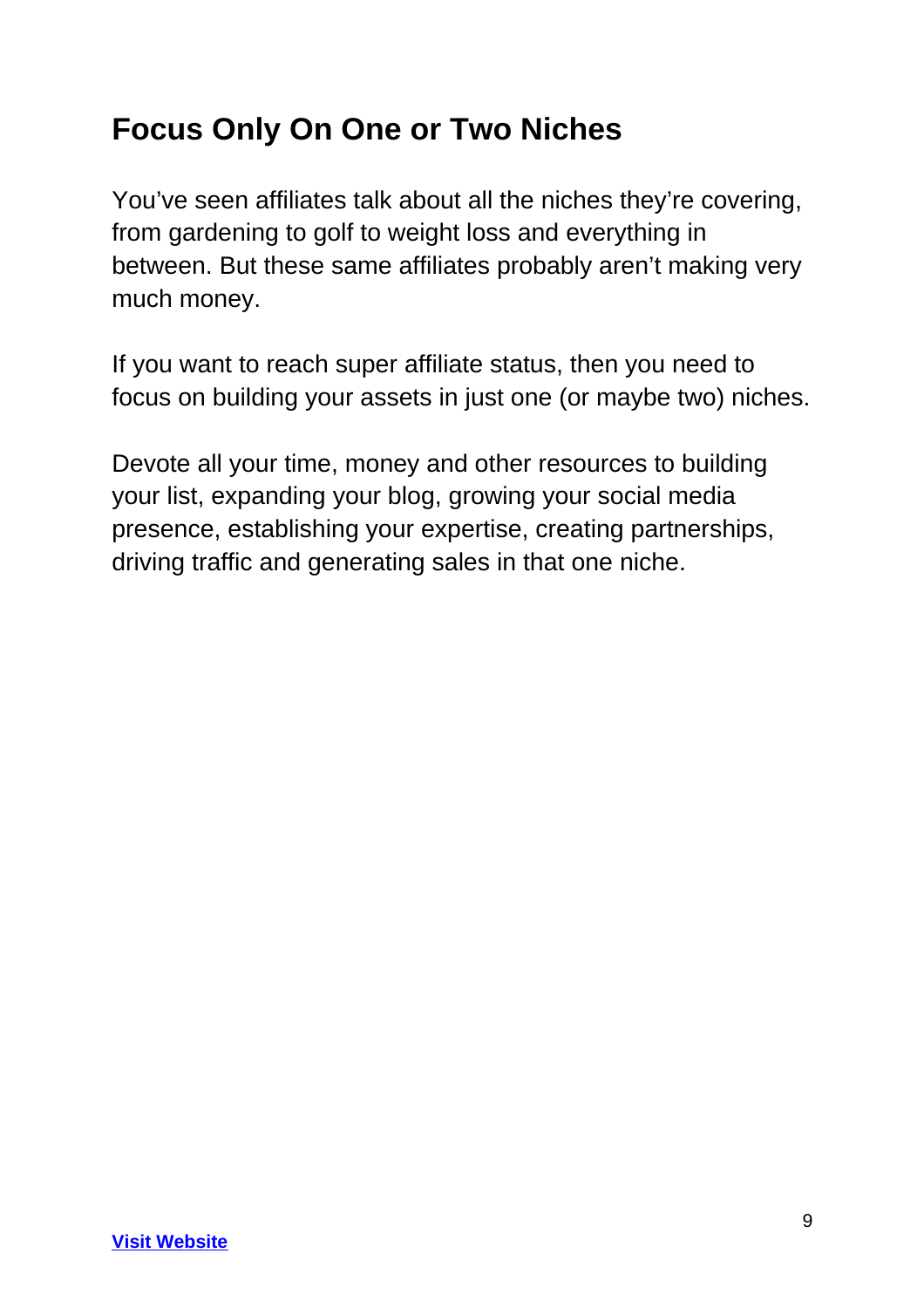## Focus Only On One or Two Niches

You've seen affiliates talk about all the niches they're covering, from gardening to golf to weight loss and everything in between. But these same affiliates probably aren't making very much money.

If you want to reach super affiliate status, then you need to focus on building your assets in just one (or maybe two) niches.

Devote all your time, money and other resources to building your list, expanding your blog, growing your social media presence, establishing your expertise, creating partnerships, driving traffic and generating sales in that one niche.

**Visit Website**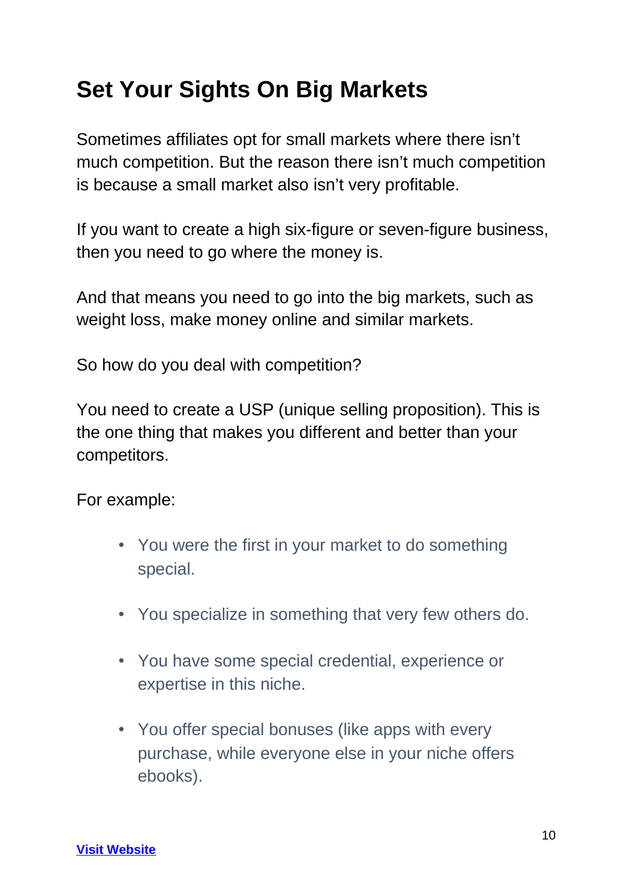## Set Your Sights On Big Markets

Sometimes affiliates opt for small markets where there isn't much competition. But the reason there isn't much competition is because a small market also isn't very profitable.

If you want to create a high six-figure or seven-figure business, then you need to go where the money is.

And that means you need to go into the big markets, such as weight loss, make money online and similar markets.

So how do you deal with competition?

You need to create a USP (unique selling proposition). This is the one thing that makes you different and better than your competitors.

For example:

- You were the first in your market to do something special.
- You specialize in something that very few others do.
- You have some special credential, experience or expertise in this niche.
- You offer special bonuses (like apps with every purchase, while everyone else in your niche offers ebooks).

**Visit Website**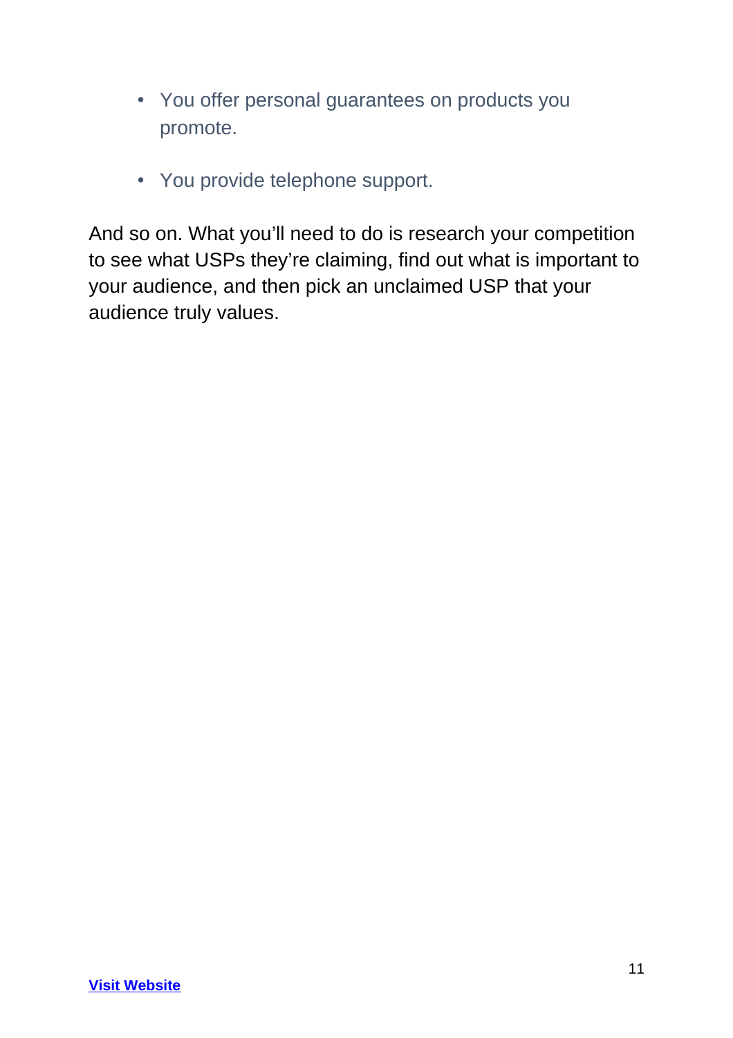- You offer personal guarantees on products you promote.

- You provide telephone support.

And so on. What you'll need to do is research your competition to see what USPs they're claiming, find out what is important to your audience, and then pick an unclaimed USP that your audience truly values.

**Visit Website**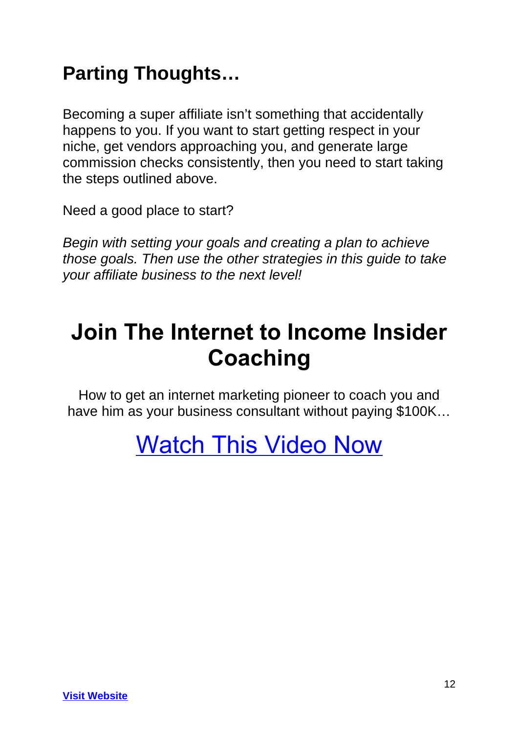## Parting Thoughts…

Becoming a super affiliate isn't something that accidentally happens to you. If you want to start getting respect in your niche, get vendors approaching you, and generate large commission checks consistently, then you need to start taking the steps outlined above.

Need a good place to start?

*Begin with setting your goals and creating a plan to achieve those goals. Then use the other strategies in this guide to take your affiliate business to the next level!*

# Join The Internet to Income Insider Coaching

How to get an internet marketing pioneer to coach you and have him as your business consultant without paying $100K…

## Watch This Video Now

**Visit Website**